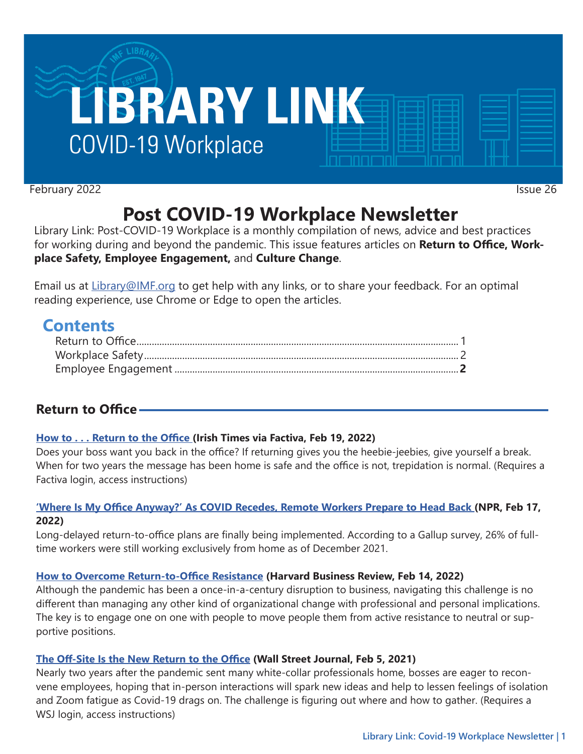# LIBRARY LINK

COVID-19 Workplace

February 2022 Issue 26

## Post COVID-19 Workplace Newsletter

Library Link: Post-COVID-19 Workplace is a monthly compilation of news, advice and best practices for working during and beyond the pandemic. This issue features articles on **Return to Office, Workplace Safety, Employee Engagement,** and **Culture Change**.

Email us at Library@IMF.org to get help with any links, or to share your feedback. For an optimal reading experience, use Chrome or Edge to open the articles.

## Contents

Return to Office........................................................ 1
Workplace Safety........................................................ 2
Employee Engagement .................................................. **2**

### Return to Office

**How to . . . Return to the Office (Irish Times via Factiva, Feb 19, 2022)**
Does your boss want you back in the office? If returning gives you the heebie-jeebies, give yourself a break. When for two years the message has been home is safe and the office is not, trepidation is normal. (Requires a Factiva login, access instructions)

**'Where Is My Office Anyway?' As COVID Recedes, Remote Workers Prepare to Head Back (NPR, Feb 17, 2022)**
Long-delayed return-to-office plans are finally being implemented. According to a Gallup survey, 26% of full-time workers were still working exclusively from home as of December 2021.

**How to Overcome Return-to-Office Resistance (Harvard Business Review, Feb 14, 2022)**
Although the pandemic has been a once-in-a-century disruption to business, navigating this challenge is no different than managing any other kind of organizational change with professional and personal implications. The key is to engage one on one with people to move people them from active resistance to neutral or supportive positions.

**The Off-Site Is the New Return to the Office (Wall Street Journal, Feb 5, 2021)**
Nearly two years after the pandemic sent many white-collar professionals home, bosses are eager to reconvene employees, hoping that in-person interactions will spark new ideas and help to lessen feelings of isolation and Zoom fatigue as Covid-19 drags on. The challenge is figuring out where and how to gather. (Requires a WSJ login, access instructions)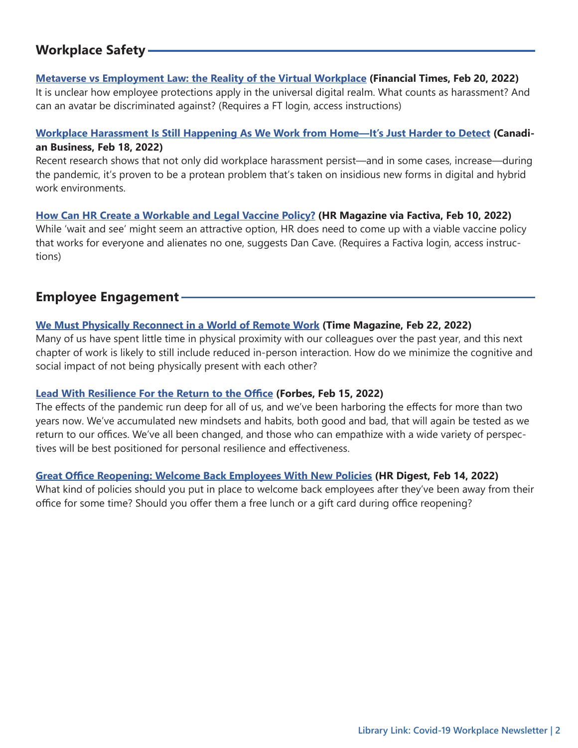## Workplace Safety

**Metaverse vs Employment Law: the Reality of the Virtual Workplace (Financial Times, Feb 20, 2022)**
It is unclear how employee protections apply in the universal digital realm. What counts as harassment? And can an avatar be discriminated against? (Requires a FT login, access instructions)

**Workplace Harassment Is Still Happening As We Work from Home—It's Just Harder to Detect (Canadian Business, Feb 18, 2022)**
Recent research shows that not only did workplace harassment persist—and in some cases, increase—during the pandemic, it's proven to be a protean problem that's taken on insidious new forms in digital and hybrid work environments.

**How Can HR Create a Workable and Legal Vaccine Policy? (HR Magazine via Factiva, Feb 10, 2022)**
While 'wait and see' might seem an attractive option, HR does need to come up with a viable vaccine policy that works for everyone and alienates no one, suggests Dan Cave. (Requires a Factiva login, access instructions)

## Employee Engagement

**We Must Physically Reconnect in a World of Remote Work (Time Magazine, Feb 22, 2022)**
Many of us have spent little time in physical proximity with our colleagues over the past year, and this next chapter of work is likely to still include reduced in-person interaction. How do we minimize the cognitive and social impact of not being physically present with each other?

**Lead With Resilience For the Return to the Office (Forbes, Feb 15, 2022)**
The effects of the pandemic run deep for all of us, and we've been harboring the effects for more than two years now. We've accumulated new mindsets and habits, both good and bad, that will again be tested as we return to our offices. We've all been changed, and those who can empathize with a wide variety of perspectives will be best positioned for personal resilience and effectiveness.

**Great Office Reopening: Welcome Back Employees With New Policies (HR Digest, Feb 14, 2022)**
What kind of policies should you put in place to welcome back employees after they've been away from their office for some time? Should you offer them a free lunch or a gift card during office reopening?